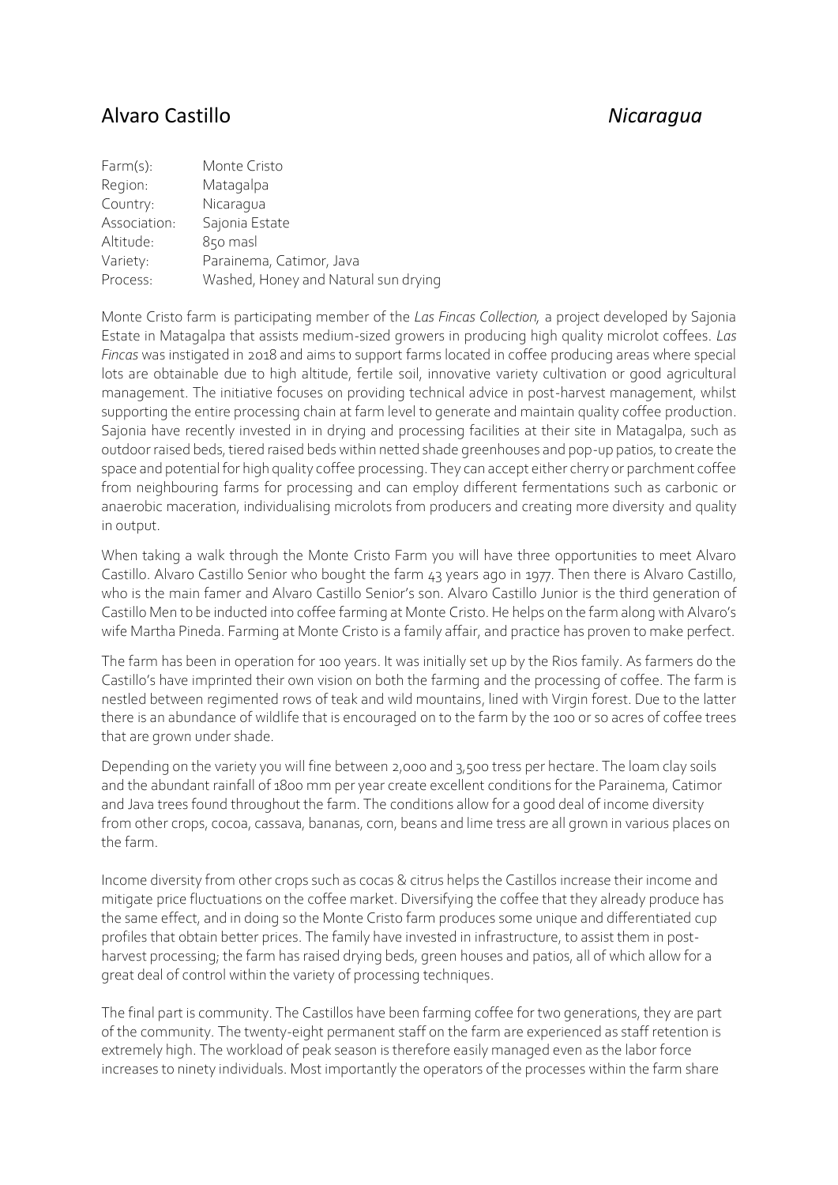# Alvaro Castillo *Nicaragua*

| | |
|---|---|
| Farm(s): | Monte Cristo |
| Region: | Matagalpa |
| Country: | Nicaragua |
| Association: | Sajonia Estate |
| Altitude: | 850 masl |
| Variety: | Parainema, Catimor, Java |
| Process: | Washed, Honey and Natural sun drying |

Monte Cristo farm is participating member of the *Las Fincas Collection,* a project developed by Sajonia Estate in Matagalpa that assists medium-sized growers in producing high quality microlot coffees. *Las Fincas* was instigated in 2018 and aims to support farms located in coffee producing areas where special lots are obtainable due to high altitude, fertile soil, innovative variety cultivation or good agricultural management. The initiative focuses on providing technical advice in post-harvest management, whilst supporting the entire processing chain at farm level to generate and maintain quality coffee production. Sajonia have recently invested in in drying and processing facilities at their site in Matagalpa, such as outdoor raised beds, tiered raised beds within netted shade greenhouses and pop-up patios, to create the space and potential for high quality coffee processing. They can accept either cherry or parchment coffee from neighbouring farms for processing and can employ different fermentations such as carbonic or anaerobic maceration, individualising microlots from producers and creating more diversity and quality in output.

When taking a walk through the Monte Cristo Farm you will have three opportunities to meet Alvaro Castillo. Alvaro Castillo Senior who bought the farm 43 years ago in 1977. Then there is Alvaro Castillo, who is the main famer and Alvaro Castillo Senior's son. Alvaro Castillo Junior is the third generation of Castillo Men to be inducted into coffee farming at Monte Cristo. He helps on the farm along with Alvaro's wife Martha Pineda. Farming at Monte Cristo is a family affair, and practice has proven to make perfect.

The farm has been in operation for 100 years. It was initially set up by the Rios family. As farmers do the Castillo's have imprinted their own vision on both the farming and the processing of coffee. The farm is nestled between regimented rows of teak and wild mountains, lined with Virgin forest. Due to the latter there is an abundance of wildlife that is encouraged on to the farm by the 100 or so acres of coffee trees that are grown under shade.

Depending on the variety you will fine between 2,000 and 3,500 tress per hectare. The loam clay soils and the abundant rainfall of 1800 mm per year create excellent conditions for the Parainema, Catimor and Java trees found throughout the farm. The conditions allow for a good deal of income diversity from other crops, cocoa, cassava, bananas, corn, beans and lime tress are all grown in various places on the farm.

Income diversity from other crops such as cocas & citrus helps the Castillos increase their income and mitigate price fluctuations on the coffee market. Diversifying the coffee that they already produce has the same effect, and in doing so the Monte Cristo farm produces some unique and differentiated cup profiles that obtain better prices. The family have invested in infrastructure, to assist them in post-harvest processing; the farm has raised drying beds, green houses and patios, all of which allow for a great deal of control within the variety of processing techniques.

The final part is community. The Castillos have been farming coffee for two generations, they are part of the community. The twenty-eight permanent staff on the farm are experienced as staff retention is extremely high. The workload of peak season is therefore easily managed even as the labor force increases to ninety individuals. Most importantly the operators of the processes within the farm share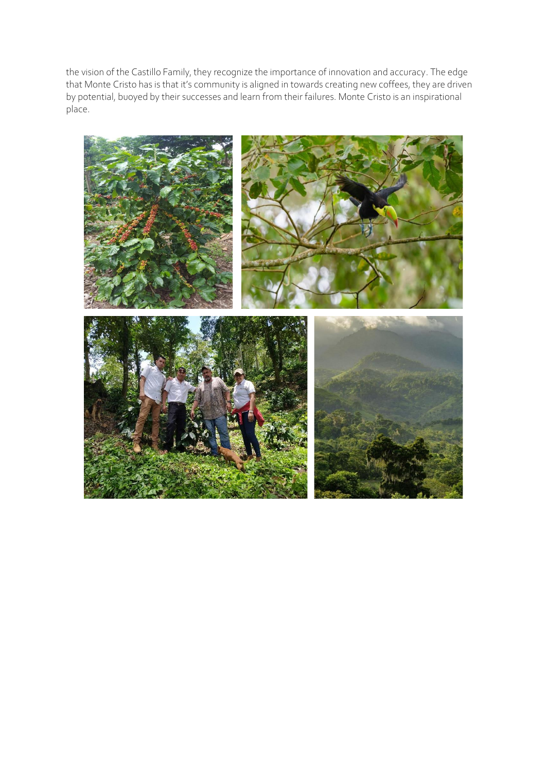the vision of the Castillo Family, they recognize the importance of innovation and accuracy. The edge that Monte Cristo has is that it's community is aligned in towards creating new coffees, they are driven by potential, buoyed by their successes and learn from their failures. Monte Cristo is an inspirational place.